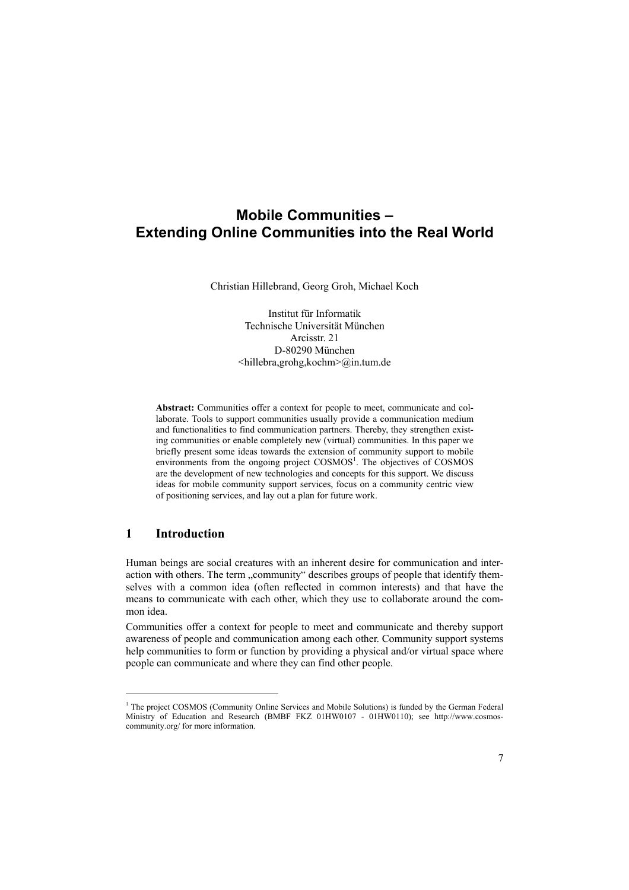# Mobile Communities – Extending Online Communities into the Real World

Christian Hillebrand, Georg Groh, Michael Koch

Institut für Informatik
Technische Universität München
Arcisstr. 21
D-80290 München
<hillebra,grohg,kochm>@in.tum.de

**Abstract:** Communities offer a context for people to meet, communicate and collaborate. Tools to support communities usually provide a communication medium and functionalities to find communication partners. Thereby, they strengthen existing communities or enable completely new (virtual) communities. In this paper we briefly present some ideas towards the extension of community support to mobile environments from the ongoing project COSMOS[1]. The objectives of COSMOS are the development of new technologies and concepts for this support. We discuss ideas for mobile community support services, focus on a community centric view of positioning services, and lay out a plan for future work.

## 1 Introduction

Human beings are social creatures with an inherent desire for communication and interaction with others. The term „community" describes groups of people that identify themselves with a common idea (often reflected in common interests) and that have the means to communicate with each other, which they use to collaborate around the common idea.

Communities offer a context for people to meet and communicate and thereby support awareness of people and communication among each other. Community support systems help communities to form or function by providing a physical and/or virtual space where people can communicate and where they can find other people.

[1] The project COSMOS (Community Online Services and Mobile Solutions) is funded by the German Federal Ministry of Education and Research (BMBF FKZ 01HW0107 - 01HW0110); see http://www.cosmos-community.org/ for more information.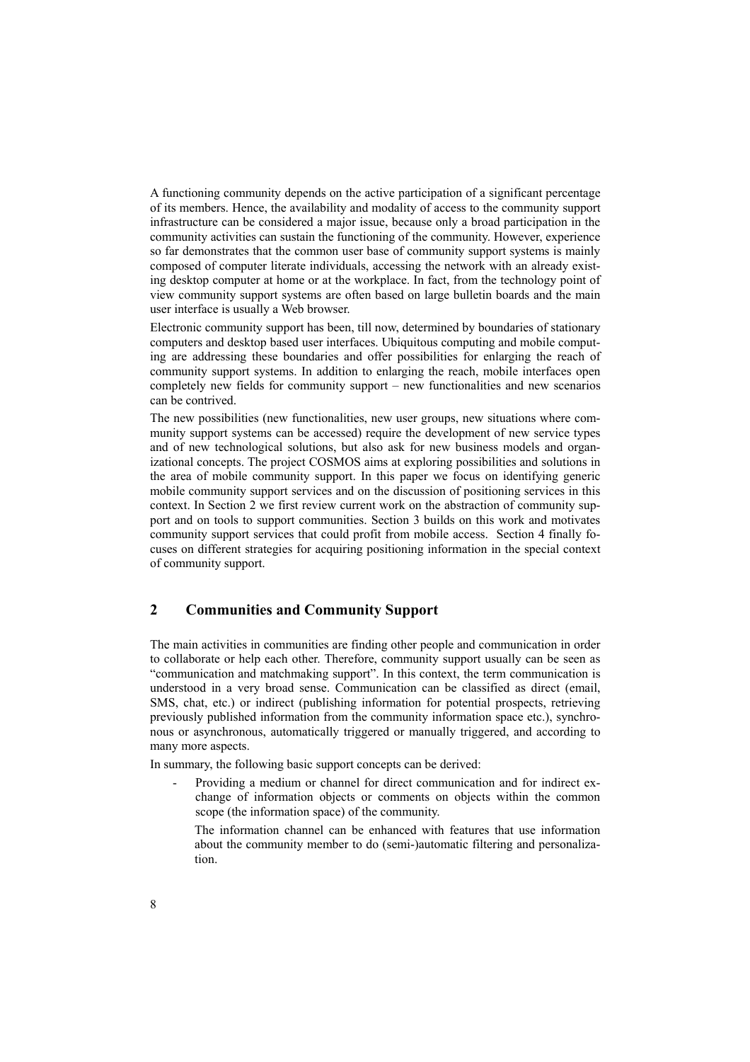A functioning community depends on the active participation of a significant percentage of its members. Hence, the availability and modality of access to the community support infrastructure can be considered a major issue, because only a broad participation in the community activities can sustain the functioning of the community. However, experience so far demonstrates that the common user base of community support systems is mainly composed of computer literate individuals, accessing the network with an already existing desktop computer at home or at the workplace. In fact, from the technology point of view community support systems are often based on large bulletin boards and the main user interface is usually a Web browser.

Electronic community support has been, till now, determined by boundaries of stationary computers and desktop based user interfaces. Ubiquitous computing and mobile computing are addressing these boundaries and offer possibilities for enlarging the reach of community support systems. In addition to enlarging the reach, mobile interfaces open completely new fields for community support – new functionalities and new scenarios can be contrived.

The new possibilities (new functionalities, new user groups, new situations where community support systems can be accessed) require the development of new service types and of new technological solutions, but also ask for new business models and organizational concepts. The project COSMOS aims at exploring possibilities and solutions in the area of mobile community support. In this paper we focus on identifying generic mobile community support services and on the discussion of positioning services in this context. In Section 2 we first review current work on the abstraction of community support and on tools to support communities. Section 3 builds on this work and motivates community support services that could profit from mobile access. Section 4 finally focuses on different strategies for acquiring positioning information in the special context of community support.

## 2 Communities and Community Support

The main activities in communities are finding other people and communication in order to collaborate or help each other. Therefore, community support usually can be seen as "communication and matchmaking support". In this context, the term communication is understood in a very broad sense. Communication can be classified as direct (email, SMS, chat, etc.) or indirect (publishing information for potential prospects, retrieving previously published information from the community information space etc.), synchronous or asynchronous, automatically triggered or manually triggered, and according to many more aspects.

In summary, the following basic support concepts can be derived:

- Providing a medium or channel for direct communication and for indirect exchange of information objects or comments on objects within the common scope (the information space) of the community.

  The information channel can be enhanced with features that use information about the community member to do (semi-)automatic filtering and personalization.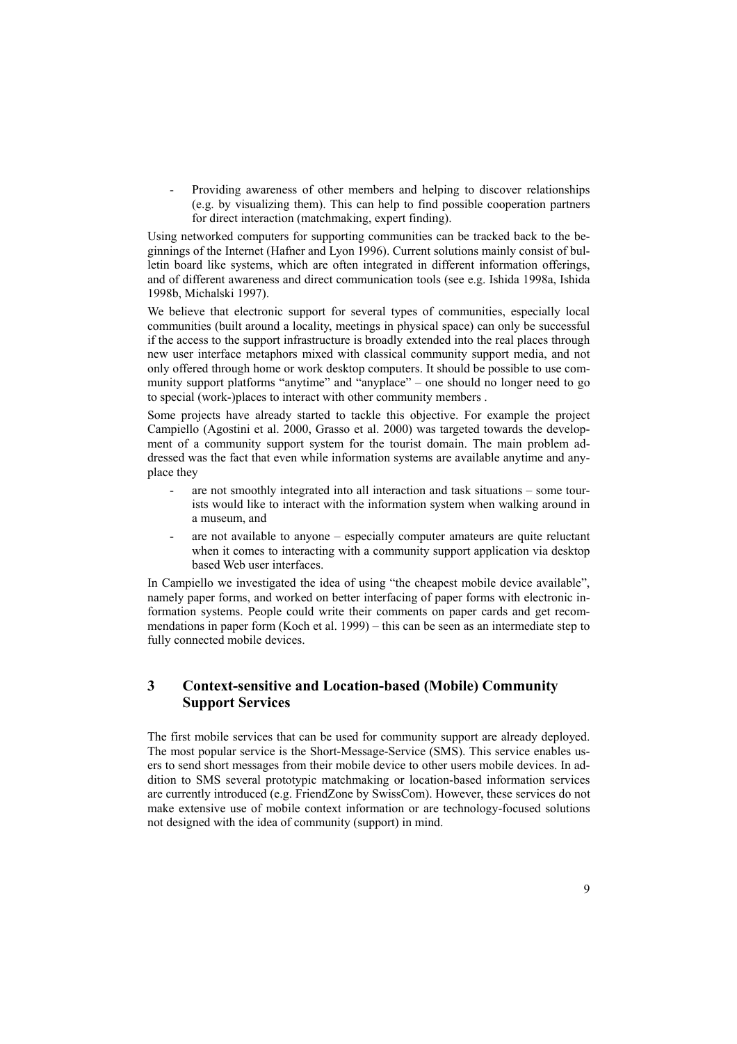- Providing awareness of other members and helping to discover relationships (e.g. by visualizing them). This can help to find possible cooperation partners for direct interaction (matchmaking, expert finding).

Using networked computers for supporting communities can be tracked back to the beginnings of the Internet (Hafner and Lyon 1996). Current solutions mainly consist of bulletin board like systems, which are often integrated in different information offerings, and of different awareness and direct communication tools (see e.g. Ishida 1998a, Ishida 1998b, Michalski 1997).

We believe that electronic support for several types of communities, especially local communities (built around a locality, meetings in physical space) can only be successful if the access to the support infrastructure is broadly extended into the real places through new user interface metaphors mixed with classical community support media, and not only offered through home or work desktop computers. It should be possible to use community support platforms "anytime" and "anyplace" – one should no longer need to go to special (work-)places to interact with other community members .

Some projects have already started to tackle this objective. For example the project Campiello (Agostini et al. 2000, Grasso et al. 2000) was targeted towards the development of a community support system for the tourist domain. The main problem addressed was the fact that even while information systems are available anytime and anyplace they

- are not smoothly integrated into all interaction and task situations – some tourists would like to interact with the information system when walking around in a museum, and
- are not available to anyone – especially computer amateurs are quite reluctant when it comes to interacting with a community support application via desktop based Web user interfaces.

In Campiello we investigated the idea of using "the cheapest mobile device available", namely paper forms, and worked on better interfacing of paper forms with electronic information systems. People could write their comments on paper cards and get recommendations in paper form (Koch et al. 1999) – this can be seen as an intermediate step to fully connected mobile devices.

## 3 Context-sensitive and Location-based (Mobile) Community Support Services

The first mobile services that can be used for community support are already deployed. The most popular service is the Short-Message-Service (SMS). This service enables users to send short messages from their mobile device to other users mobile devices. In addition to SMS several prototypic matchmaking or location-based information services are currently introduced (e.g. FriendZone by SwissCom). However, these services do not make extensive use of mobile context information or are technology-focused solutions not designed with the idea of community (support) in mind.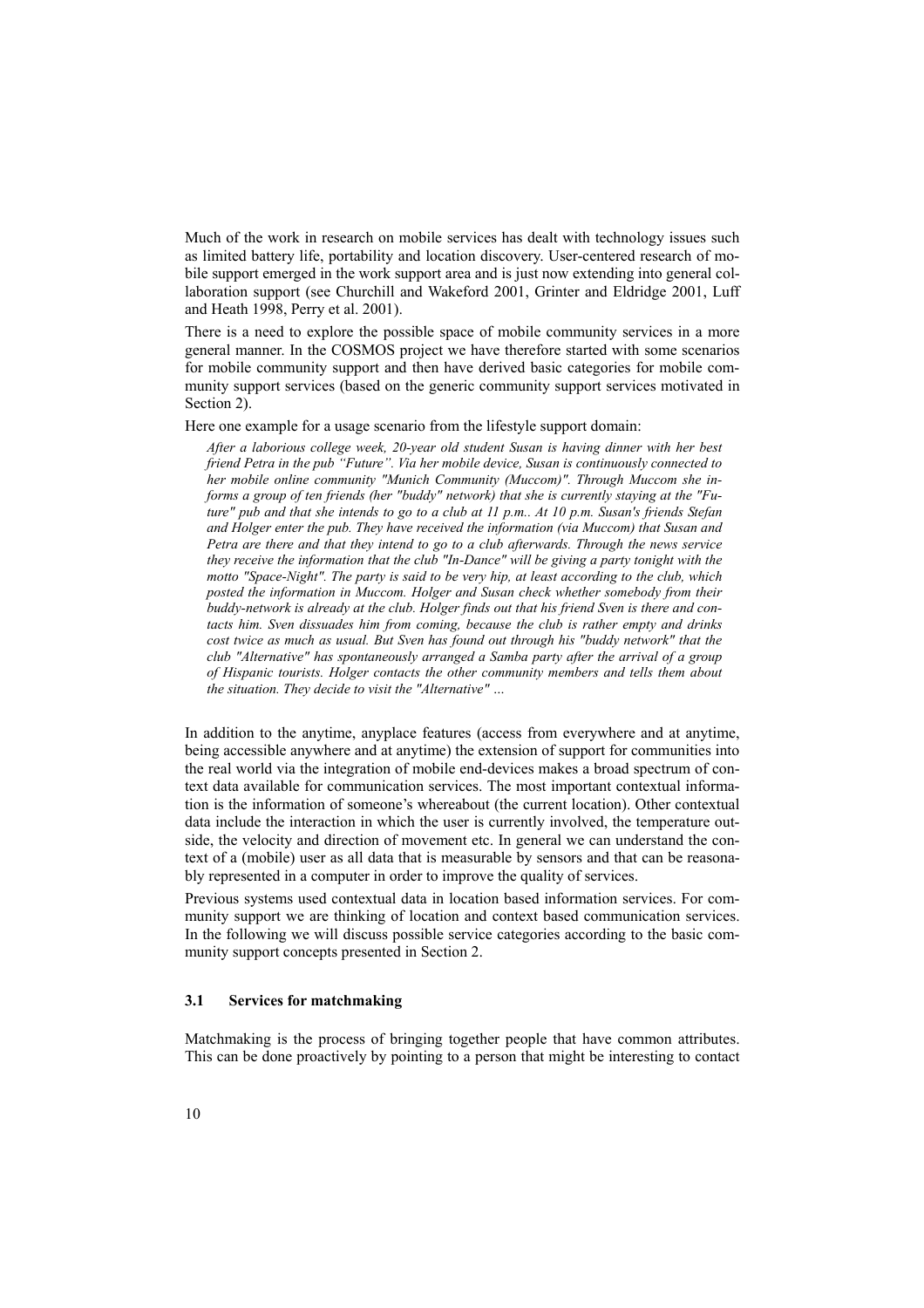Much of the work in research on mobile services has dealt with technology issues such as limited battery life, portability and location discovery. User-centered research of mobile support emerged in the work support area and is just now extending into general collaboration support (see Churchill and Wakeford 2001, Grinter and Eldridge 2001, Luff and Heath 1998, Perry et al. 2001).

There is a need to explore the possible space of mobile community services in a more general manner. In the COSMOS project we have therefore started with some scenarios for mobile community support and then have derived basic categories for mobile community support services (based on the generic community support services motivated in Section 2).

Here one example for a usage scenario from the lifestyle support domain:

> *After a laborious college week, 20-year old student Susan is having dinner with her best friend Petra in the pub "Future". Via her mobile device, Susan is continuously connected to her mobile online community "Munich Community (Muccom)". Through Muccom she informs a group of ten friends (her "buddy" network) that she is currently staying at the "Future" pub and that she intends to go to a club at 11 p.m.. At 10 p.m. Susan's friends Stefan and Holger enter the pub. They have received the information (via Muccom) that Susan and Petra are there and that they intend to go to a club afterwards. Through the news service they receive the information that the club "In-Dance" will be giving a party tonight with the motto "Space-Night". The party is said to be very hip, at least according to the club, which posted the information in Muccom. Holger and Susan check whether somebody from their buddy-network is already at the club. Holger finds out that his friend Sven is there and contacts him. Sven dissuades him from coming, because the club is rather empty and drinks cost twice as much as usual. But Sven has found out through his "buddy network" that the club "Alternative" has spontaneously arranged a Samba party after the arrival of a group of Hispanic tourists. Holger contacts the other community members and tells them about the situation. They decide to visit the "Alternative" ...*

In addition to the anytime, anyplace features (access from everywhere and at anytime, being accessible anywhere and at anytime) the extension of support for communities into the real world via the integration of mobile end-devices makes a broad spectrum of context data available for communication services. The most important contextual information is the information of someone's whereabout (the current location). Other contextual data include the interaction in which the user is currently involved, the temperature outside, the velocity and direction of movement etc. In general we can understand the context of a (mobile) user as all data that is measurable by sensors and that can be reasonably represented in a computer in order to improve the quality of services.

Previous systems used contextual data in location based information services. For community support we are thinking of location and context based communication services. In the following we will discuss possible service categories according to the basic community support concepts presented in Section 2.

### 3.1 Services for matchmaking

Matchmaking is the process of bringing together people that have common attributes. This can be done proactively by pointing to a person that might be interesting to contact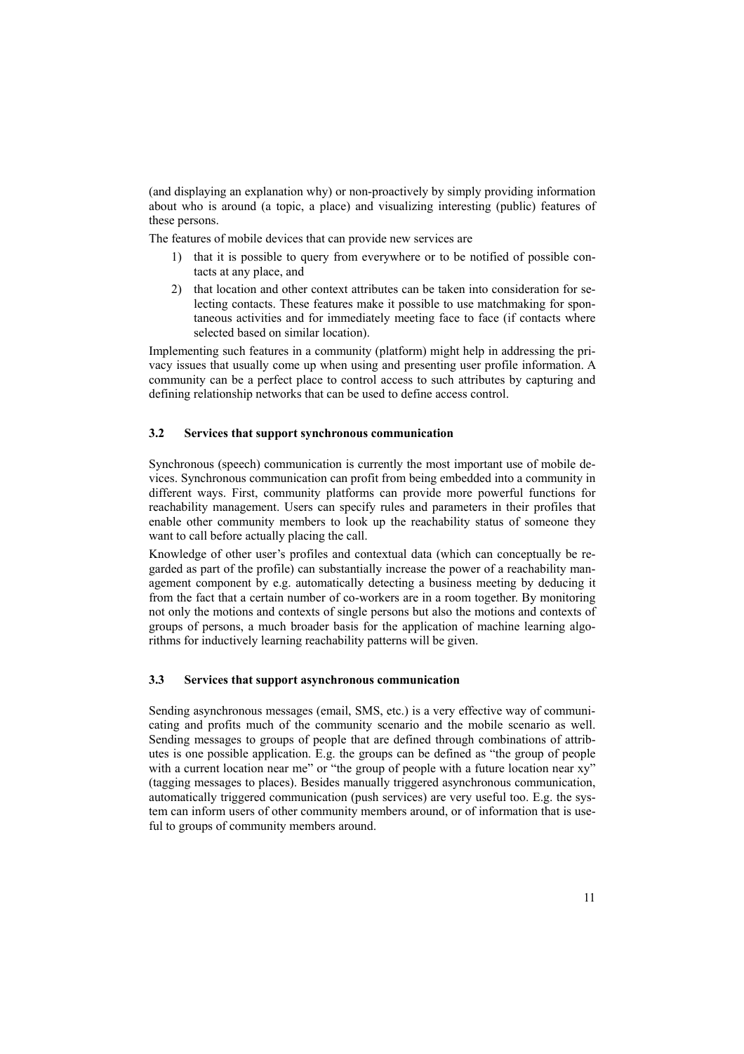(and displaying an explanation why) or non-proactively by simply providing information about who is around (a topic, a place) and visualizing interesting (public) features of these persons.

The features of mobile devices that can provide new services are

1) that it is possible to query from everywhere or to be notified of possible contacts at any place, and
2) that location and other context attributes can be taken into consideration for selecting contacts. These features make it possible to use matchmaking for spontaneous activities and for immediately meeting face to face (if contacts where selected based on similar location).

Implementing such features in a community (platform) might help in addressing the privacy issues that usually come up when using and presenting user profile information. A community can be a perfect place to control access to such attributes by capturing and defining relationship networks that can be used to define access control.

### 3.2 Services that support synchronous communication

Synchronous (speech) communication is currently the most important use of mobile devices. Synchronous communication can profit from being embedded into a community in different ways. First, community platforms can provide more powerful functions for reachability management. Users can specify rules and parameters in their profiles that enable other community members to look up the reachability status of someone they want to call before actually placing the call.

Knowledge of other user's profiles and contextual data (which can conceptually be regarded as part of the profile) can substantially increase the power of a reachability management component by e.g. automatically detecting a business meeting by deducing it from the fact that a certain number of co-workers are in a room together. By monitoring not only the motions and contexts of single persons but also the motions and contexts of groups of persons, a much broader basis for the application of machine learning algorithms for inductively learning reachability patterns will be given.

### 3.3 Services that support asynchronous communication

Sending asynchronous messages (email, SMS, etc.) is a very effective way of communicating and profits much of the community scenario and the mobile scenario as well. Sending messages to groups of people that are defined through combinations of attributes is one possible application. E.g. the groups can be defined as "the group of people with a current location near me" or "the group of people with a future location near xy" (tagging messages to places). Besides manually triggered asynchronous communication, automatically triggered communication (push services) are very useful too. E.g. the system can inform users of other community members around, or of information that is useful to groups of community members around.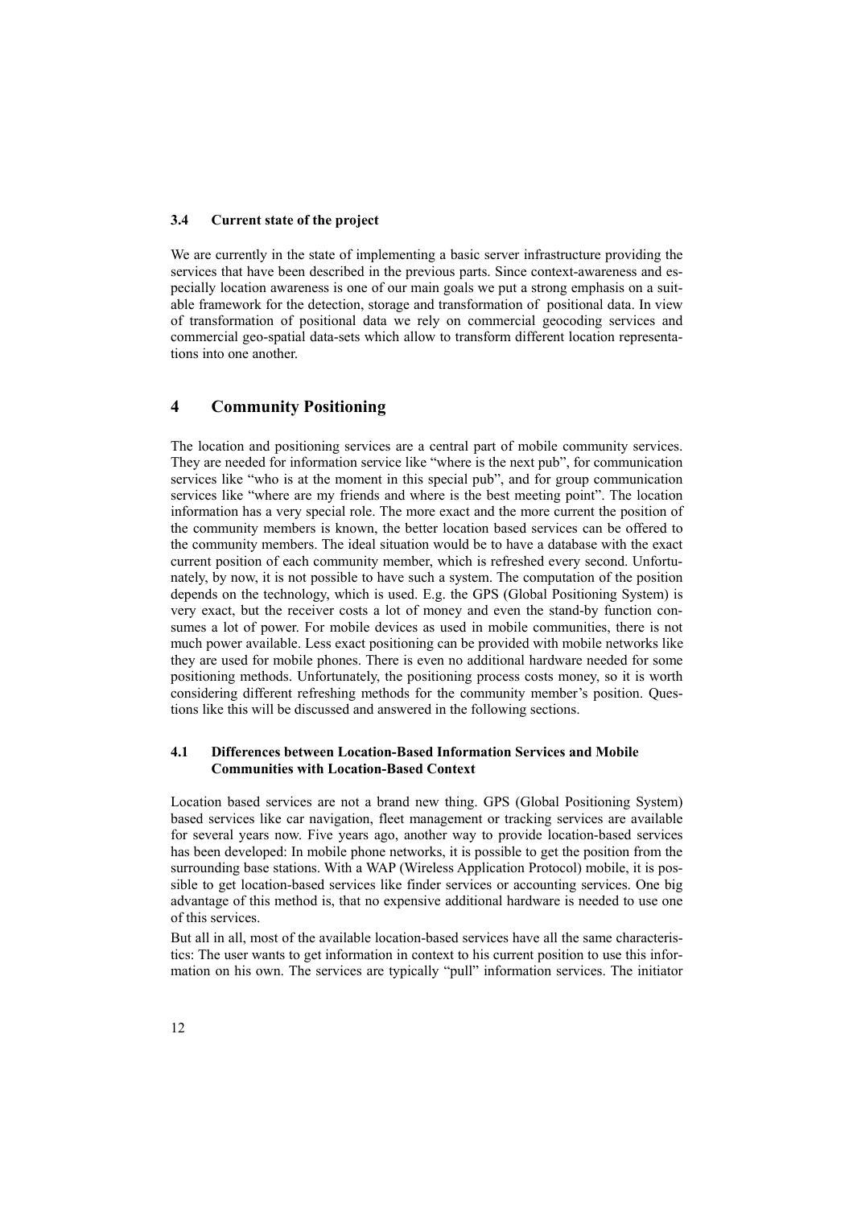### 3.4 Current state of the project

We are currently in the state of implementing a basic server infrastructure providing the services that have been described in the previous parts. Since context-awareness and especially location awareness is one of our main goals we put a strong emphasis on a suitable framework for the detection, storage and transformation of positional data. In view of transformation of positional data we rely on commercial geocoding services and commercial geo-spatial data-sets which allow to transform different location representations into one another.

## 4 Community Positioning

The location and positioning services are a central part of mobile community services. They are needed for information service like "where is the next pub", for communication services like "who is at the moment in this special pub", and for group communication services like "where are my friends and where is the best meeting point". The location information has a very special role. The more exact and the more current the position of the community members is known, the better location based services can be offered to the community members. The ideal situation would be to have a database with the exact current position of each community member, which is refreshed every second. Unfortunately, by now, it is not possible to have such a system. The computation of the position depends on the technology, which is used. E.g. the GPS (Global Positioning System) is very exact, but the receiver costs a lot of money and even the stand-by function consumes a lot of power. For mobile devices as used in mobile communities, there is not much power available. Less exact positioning can be provided with mobile networks like they are used for mobile phones. There is even no additional hardware needed for some positioning methods. Unfortunately, the positioning process costs money, so it is worth considering different refreshing methods for the community member's position. Questions like this will be discussed and answered in the following sections.

### 4.1 Differences between Location-Based Information Services and Mobile Communities with Location-Based Context

Location based services are not a brand new thing. GPS (Global Positioning System) based services like car navigation, fleet management or tracking services are available for several years now. Five years ago, another way to provide location-based services has been developed: In mobile phone networks, it is possible to get the position from the surrounding base stations. With a WAP (Wireless Application Protocol) mobile, it is possible to get location-based services like finder services or accounting services. One big advantage of this method is, that no expensive additional hardware is needed to use one of this services.

But all in all, most of the available location-based services have all the same characteristics: The user wants to get information in context to his current position to use this information on his own. The services are typically "pull" information services. The initiator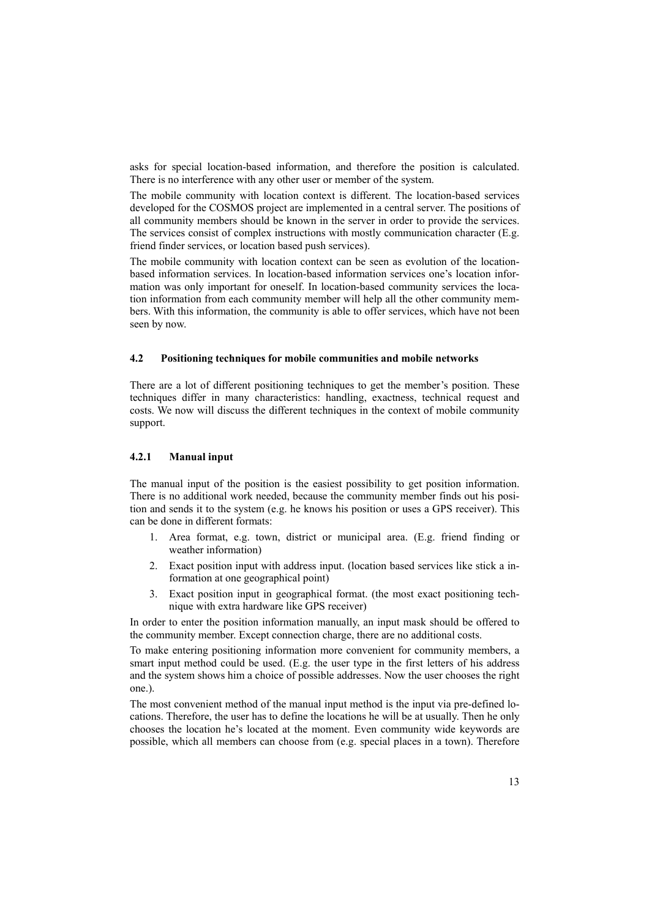asks for special location-based information, and therefore the position is calculated. There is no interference with any other user or member of the system.

The mobile community with location context is different. The location-based services developed for the COSMOS project are implemented in a central server. The positions of all community members should be known in the server in order to provide the services. The services consist of complex instructions with mostly communication character (E.g. friend finder services, or location based push services).

The mobile community with location context can be seen as evolution of the location-based information services. In location-based information services one's location information was only important for oneself. In location-based community services the location information from each community member will help all the other community members. With this information, the community is able to offer services, which have not been seen by now.

### 4.2 Positioning techniques for mobile communities and mobile networks

There are a lot of different positioning techniques to get the member's position. These techniques differ in many characteristics: handling, exactness, technical request and costs. We now will discuss the different techniques in the context of mobile community support.

#### 4.2.1 Manual input

The manual input of the position is the easiest possibility to get position information. There is no additional work needed, because the community member finds out his position and sends it to the system (e.g. he knows his position or uses a GPS receiver). This can be done in different formats:

1. Area format, e.g. town, district or municipal area. (E.g. friend finding or weather information)
2. Exact position input with address input. (location based services like stick a information at one geographical point)
3. Exact position input in geographical format. (the most exact positioning technique with extra hardware like GPS receiver)

In order to enter the position information manually, an input mask should be offered to the community member. Except connection charge, there are no additional costs.

To make entering positioning information more convenient for community members, a smart input method could be used. (E.g. the user type in the first letters of his address and the system shows him a choice of possible addresses. Now the user chooses the right one.).

The most convenient method of the manual input method is the input via pre-defined locations. Therefore, the user has to define the locations he will be at usually. Then he only chooses the location he's located at the moment. Even community wide keywords are possible, which all members can choose from (e.g. special places in a town). Therefore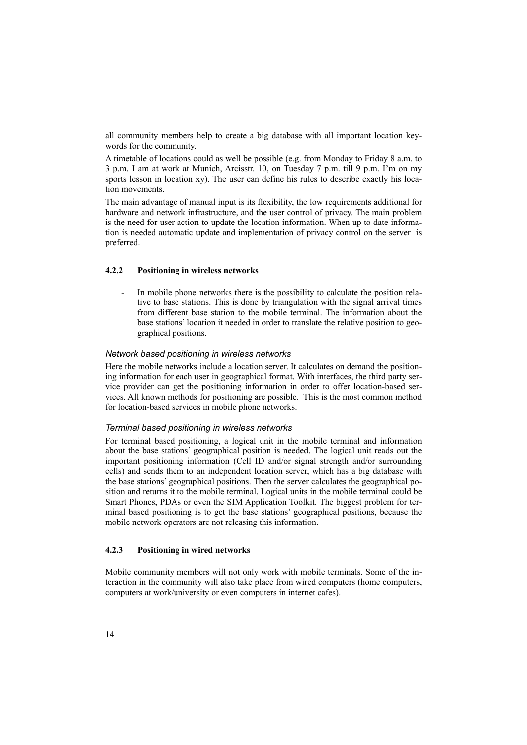all community members help to create a big database with all important location keywords for the community.

A timetable of locations could as well be possible (e.g. from Monday to Friday 8 a.m. to 3 p.m. I am at work at Munich, Arcisstr. 10, on Tuesday 7 p.m. till 9 p.m. I'm on my sports lesson in location xy). The user can define his rules to describe exactly his location movements.

The main advantage of manual input is its flexibility, the low requirements additional for hardware and network infrastructure, and the user control of privacy. The main problem is the need for user action to update the location information. When up to date information is needed automatic update and implementation of privacy control on the server is preferred.

### 4.2.2 Positioning in wireless networks

- In mobile phone networks there is the possibility to calculate the position relative to base stations. This is done by triangulation with the signal arrival times from different base station to the mobile terminal. The information about the base stations' location it needed in order to translate the relative position to geographical positions.

*Network based positioning in wireless networks*

Here the mobile networks include a location server. It calculates on demand the positioning information for each user in geographical format. With interfaces, the third party service provider can get the positioning information in order to offer location-based services. All known methods for positioning are possible. This is the most common method for location-based services in mobile phone networks.

*Terminal based positioning in wireless networks*

For terminal based positioning, a logical unit in the mobile terminal and information about the base stations' geographical position is needed. The logical unit reads out the important positioning information (Cell ID and/or signal strength and/or surrounding cells) and sends them to an independent location server, which has a big database with the base stations' geographical positions. Then the server calculates the geographical position and returns it to the mobile terminal. Logical units in the mobile terminal could be Smart Phones, PDAs or even the SIM Application Toolkit. The biggest problem for terminal based positioning is to get the base stations' geographical positions, because the mobile network operators are not releasing this information.

### 4.2.3 Positioning in wired networks

Mobile community members will not only work with mobile terminals. Some of the interaction in the community will also take place from wired computers (home computers, computers at work/university or even computers in internet cafes).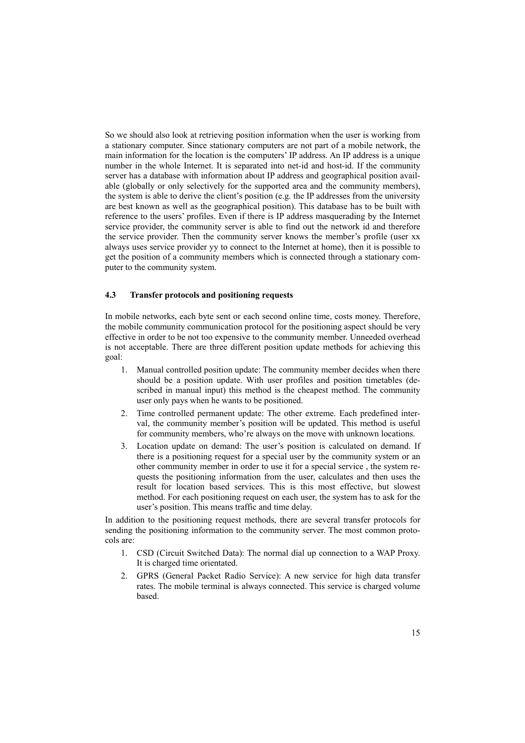So we should also look at retrieving position information when the user is working from a stationary computer. Since stationary computers are not part of a mobile network, the main information for the location is the computers' IP address. An IP address is a unique number in the whole Internet. It is separated into net-id and host-id. If the community server has a database with information about IP address and geographical position available (globally or only selectively for the supported area and the community members), the system is able to derive the client's position (e.g. the IP addresses from the university are best known as well as the geographical position). This database has to be built with reference to the users' profiles. Even if there is IP address masquerading by the Internet service provider, the community server is able to find out the network id and therefore the service provider. Then the community server knows the member's profile (user xx always uses service provider yy to connect to the Internet at home), then it is possible to get the position of a community members which is connected through a stationary computer to the community system.

### 4.3 Transfer protocols and positioning requests

In mobile networks, each byte sent or each second online time, costs money. Therefore, the mobile community communication protocol for the positioning aspect should be very effective in order to be not too expensive to the community member. Unneeded overhead is not acceptable. There are three different position update methods for achieving this goal:

1. Manual controlled position update: The community member decides when there should be a position update. With user profiles and position timetables (described in manual input) this method is the cheapest method. The community user only pays when he wants to be positioned.
2. Time controlled permanent update: The other extreme. Each predefined interval, the community member's position will be updated. This method is useful for community members, who're always on the move with unknown locations.
3. Location update on demand: The user's position is calculated on demand. If there is a positioning request for a special user by the community system or an other community member in order to use it for a special service , the system requests the positioning information from the user, calculates and then uses the result for location based services. This is this most effective, but slowest method. For each positioning request on each user, the system has to ask for the user's position. This means traffic and time delay.

In addition to the positioning request methods, there are several transfer protocols for sending the positioning information to the community server. The most common protocols are:

1. CSD (Circuit Switched Data): The normal dial up connection to a WAP Proxy. It is charged time orientated.
2. GPRS (General Packet Radio Service): A new service for high data transfer rates. The mobile terminal is always connected. This service is charged volume based.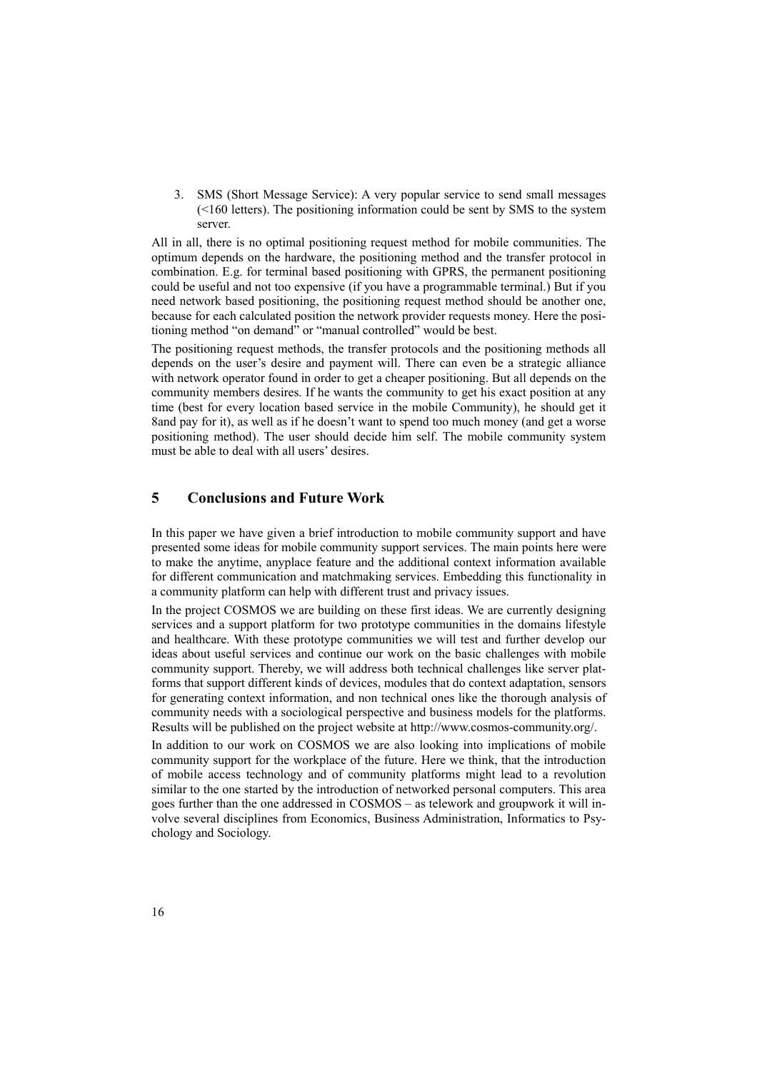3. SMS (Short Message Service): A very popular service to send small messages (<160 letters). The positioning information could be sent by SMS to the system server.

All in all, there is no optimal positioning request method for mobile communities. The optimum depends on the hardware, the positioning method and the transfer protocol in combination. E.g. for terminal based positioning with GPRS, the permanent positioning could be useful and not too expensive (if you have a programmable terminal.) But if you need network based positioning, the positioning request method should be another one, because for each calculated position the network provider requests money. Here the positioning method "on demand" or "manual controlled" would be best.

The positioning request methods, the transfer protocols and the positioning methods all depends on the user's desire and payment will. There can even be a strategic alliance with network operator found in order to get a cheaper positioning. But all depends on the community members desires. If he wants the community to get his exact position at any time (best for every location based service in the mobile Community), he should get it 8and pay for it), as well as if he doesn't want to spend too much money (and get a worse positioning method). The user should decide him self. The mobile community system must be able to deal with all users' desires.

## 5 Conclusions and Future Work

In this paper we have given a brief introduction to mobile community support and have presented some ideas for mobile community support services. The main points here were to make the anytime, anyplace feature and the additional context information available for different communication and matchmaking services. Embedding this functionality in a community platform can help with different trust and privacy issues.

In the project COSMOS we are building on these first ideas. We are currently designing services and a support platform for two prototype communities in the domains lifestyle and healthcare. With these prototype communities we will test and further develop our ideas about useful services and continue our work on the basic challenges with mobile community support. Thereby, we will address both technical challenges like server platforms that support different kinds of devices, modules that do context adaptation, sensors for generating context information, and non technical ones like the thorough analysis of community needs with a sociological perspective and business models for the platforms. Results will be published on the project website at http://www.cosmos-community.org/.

In addition to our work on COSMOS we are also looking into implications of mobile community support for the workplace of the future. Here we think, that the introduction of mobile access technology and of community platforms might lead to a revolution similar to the one started by the introduction of networked personal computers. This area goes further than the one addressed in COSMOS – as telework and groupwork it will involve several disciplines from Economics, Business Administration, Informatics to Psychology and Sociology.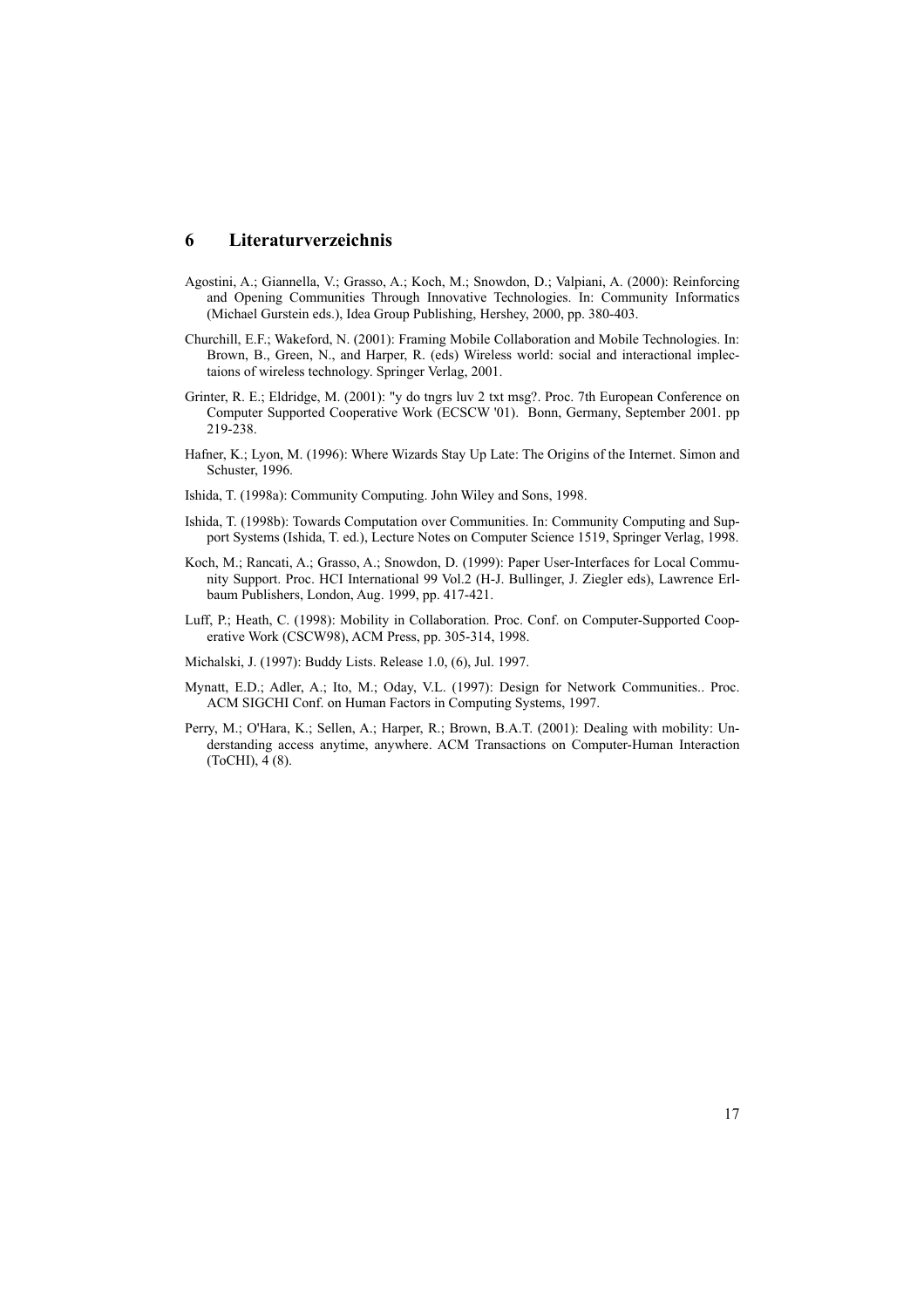# 6 Literaturverzeichnis

Agostini, A.; Giannella, V.; Grasso, A.; Koch, M.; Snowdon, D.; Valpiani, A. (2000): Reinforcing and Opening Communities Through Innovative Technologies. In: Community Informatics (Michael Gurstein eds.), Idea Group Publishing, Hershey, 2000, pp. 380-403.

Churchill, E.F.; Wakeford, N. (2001): Framing Mobile Collaboration and Mobile Technologies. In: Brown, B., Green, N., and Harper, R. (eds) Wireless world: social and interactional implectaions of wireless technology. Springer Verlag, 2001.

Grinter, R. E.; Eldridge, M. (2001): "y do tngrs luv 2 txt msg?. Proc. 7th European Conference on Computer Supported Cooperative Work (ECSCW '01). Bonn, Germany, September 2001. pp 219-238.

Hafner, K.; Lyon, M. (1996): Where Wizards Stay Up Late: The Origins of the Internet. Simon and Schuster, 1996.

Ishida, T. (1998a): Community Computing. John Wiley and Sons, 1998.

Ishida, T. (1998b): Towards Computation over Communities. In: Community Computing and Support Systems (Ishida, T. ed.), Lecture Notes on Computer Science 1519, Springer Verlag, 1998.

Koch, M.; Rancati, A.; Grasso, A.; Snowdon, D. (1999): Paper User-Interfaces for Local Community Support. Proc. HCI International 99 Vol.2 (H-J. Bullinger, J. Ziegler eds), Lawrence Erlbaum Publishers, London, Aug. 1999, pp. 417-421.

Luff, P.; Heath, C. (1998): Mobility in Collaboration. Proc. Conf. on Computer-Supported Cooperative Work (CSCW98), ACM Press, pp. 305-314, 1998.

Michalski, J. (1997): Buddy Lists. Release 1.0, (6), Jul. 1997.

Mynatt, E.D.; Adler, A.; Ito, M.; Oday, V.L. (1997): Design for Network Communities.. Proc. ACM SIGCHI Conf. on Human Factors in Computing Systems, 1997.

Perry, M.; O'Hara, K.; Sellen, A.; Harper, R.; Brown, B.A.T. (2001): Dealing with mobility: Understanding access anytime, anywhere. ACM Transactions on Computer-Human Interaction (ToCHI), 4 (8).